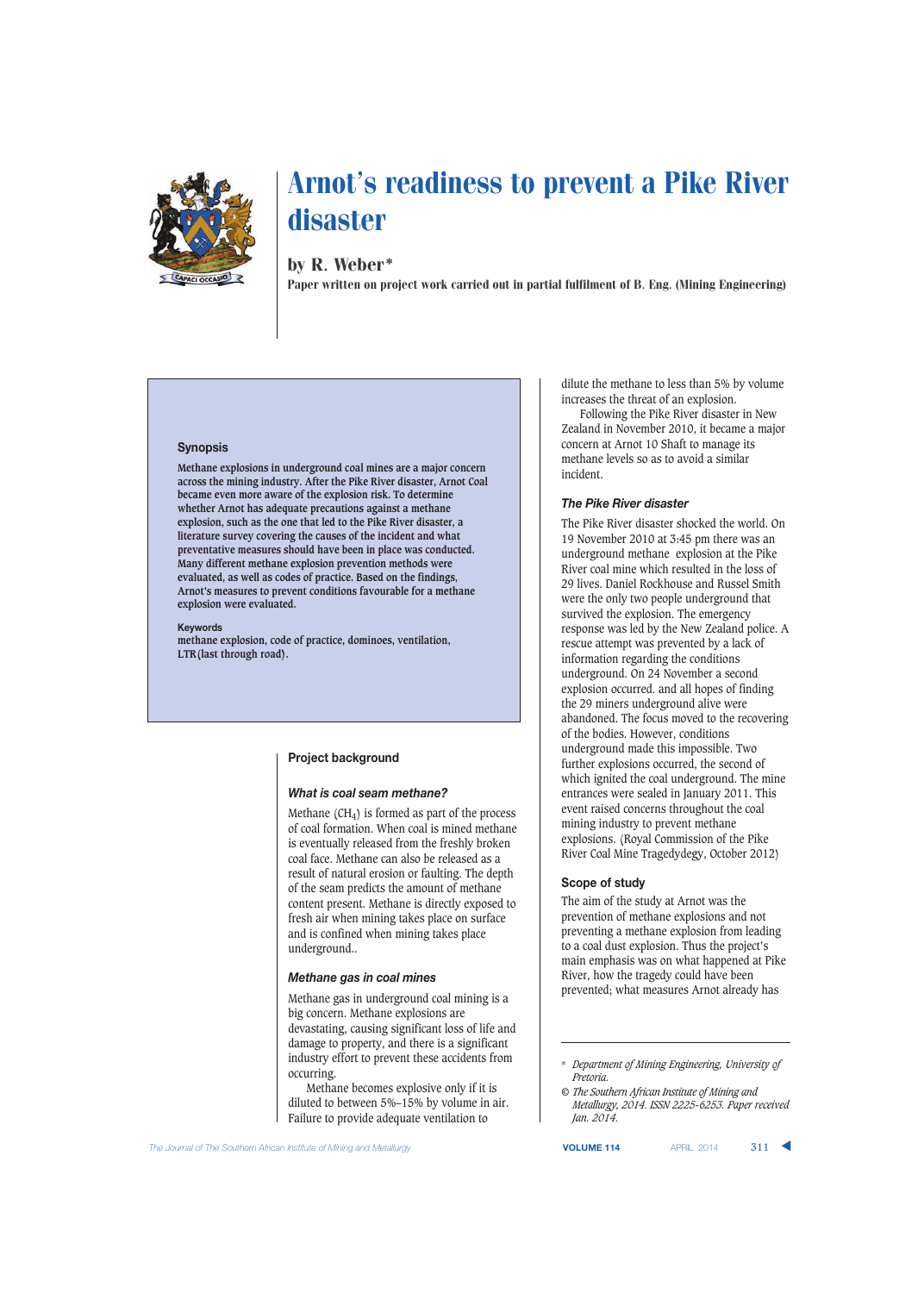# Arnot's readiness to prevent a Pike River disaster

**by R. Weber***

**Paper written on project work carried out in partial fulfilment of B. Eng. (Mining Engineering)**

## Synopsis

**Methane explosions in underground coal mines are a major concern across the mining industry. After the Pike River disaster, Arnot Coal became even more aware of the explosion risk. To determine whether Arnot has adequate precautions against a methane explosion, such as the one that led to the Pike River disaster, a literature survey covering the causes of the incident and what preventative measures should have been in place was conducted. Many different methane explosion prevention methods were evaluated, as well as codes of practice. Based on the findings, Arnot's measures to prevent conditions favourable for a methane explosion were evaluated.**

**Keywords**

**methane explosion, code of practice, dominoes, ventilation, LTR (last through road).**

## Project background

### *What is coal seam methane?*

Methane ($CH_4$) is formed as part of the process of coal formation. When coal is mined methane is eventually released from the freshly broken coal face. Methane can also be released as a result of natural erosion or faulting. The depth of the seam predicts the amount of methane content present. Methane is directly exposed to fresh air when mining takes place on surface and is confined when mining takes place underground..

### *Methane gas in coal mines*

Methane gas in underground coal mining is a big concern. Methane explosions are devastating, causing significant loss of life and damage to property, and there is a significant industry effort to prevent these accidents from occurring.

Methane becomes explosive only if it is diluted to between 5%–15% by volume in air. Failure to provide adequate ventilation to dilute the methane to less than 5% by volume increases the threat of an explosion.

Following the Pike River disaster in New Zealand in November 2010, it became a major concern at Arnot 10 Shaft to manage its methane levels so as to avoid a similar incident.

### *The Pike River disaster*

The Pike River disaster shocked the world. On 19 November 2010 at 3:45 pm there was an underground methane explosion at the Pike River coal mine which resulted in the loss of 29 lives. Daniel Rockhouse and Russel Smith were the only two people underground that survived the explosion. The emergency response was led by the New Zealand police. A rescue attempt was prevented by a lack of information regarding the conditions underground. On 24 November a second explosion occurred. and all hopes of finding the 29 miners underground alive were abandoned. The focus moved to the recovering of the bodies. However, conditions underground made this impossible. Two further explosions occurred, the second of which ignited the coal underground. The mine entrances were sealed in January 2011. This event raised concerns throughout the coal mining industry to prevent methane explosions. (Royal Commission of the Pike River Coal Mine Tragedydegy, October 2012)

## Scope of study

The aim of the study at Arnot was the prevention of methane explosions and not preventing a methane explosion from leading to a coal dust explosion. Thus the project's main emphasis was on what happened at Pike River, how the tragedy could have been prevented; what measures Arnot already has

---

\* *Department of Mining Engineering, University of Pretoria.*

© *The Southern African Institute of Mining and Metallurgy, 2014. ISSN 2225-6253. Paper received Jan. 2014.*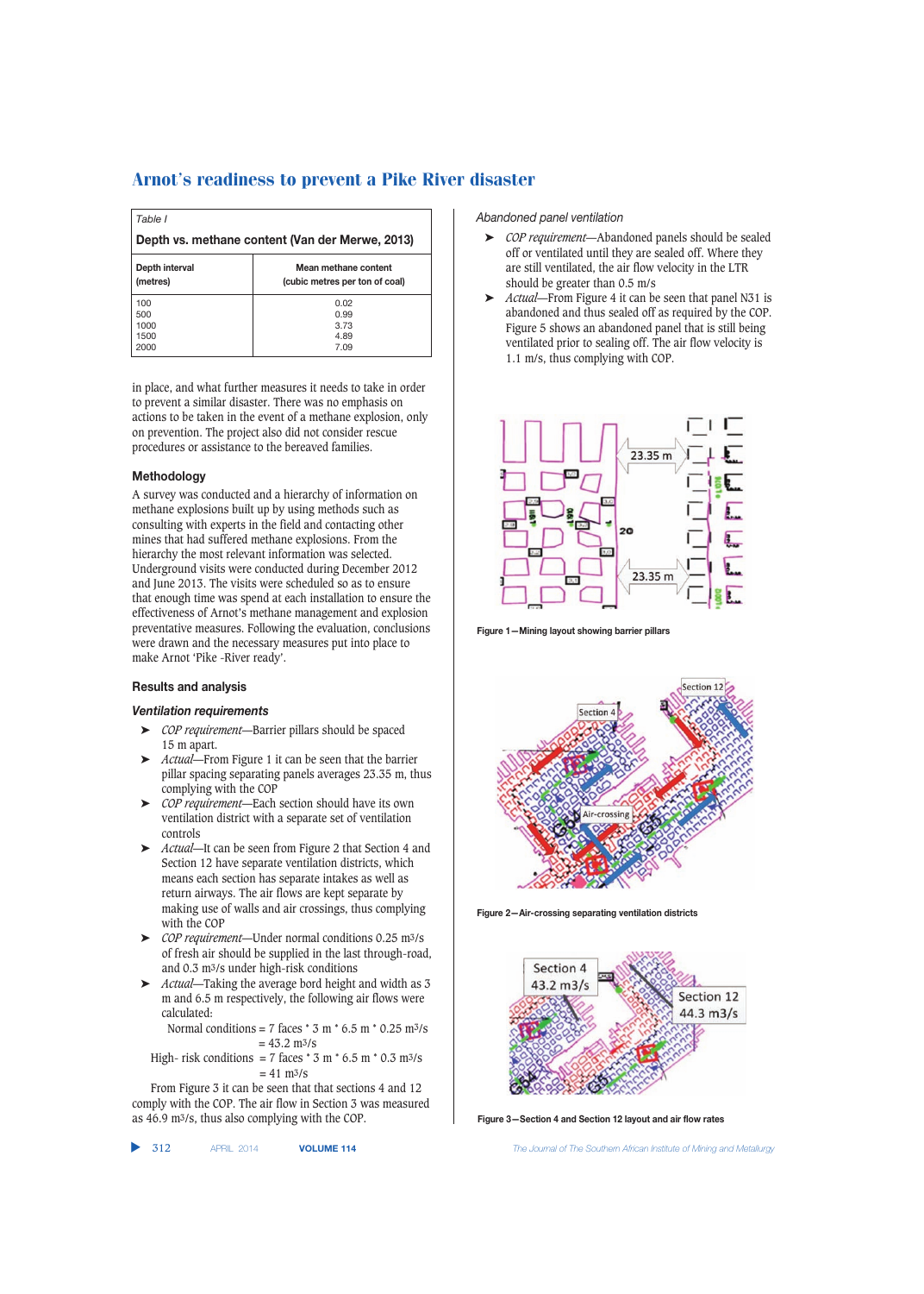Table I

**Depth vs. methane content (Van der Merwe, 2013)**

| Depth interval (metres) | Mean methane content (cubic metres per ton of coal) |
|---|---|
| 100 | 0.02 |
| 500 | 0.99 |
| 1000 | 3.73 |
| 1500 | 4.89 |
| 2000 | 7.09 |

in place, and what further measures it needs to take in order to prevent a similar disaster. There was no emphasis on actions to be taken in the event of a methane explosion, only on prevention. The project also did not consider rescue procedures or assistance to the bereaved families.

### Methodology

A survey was conducted and a hierarchy of information on methane explosions built up by using methods such as consulting with experts in the field and contacting other mines that had suffered methane explosions. From the hierarchy the most relevant information was selected. Underground visits were conducted during December 2012 and June 2013. The visits were scheduled so as to ensure that enough time was spend at each installation to ensure the effectiveness of Arnot's methane management and explosion preventative measures. Following the evaluation, conclusions were drawn and the necessary measures put into place to make Arnot 'Pike -River ready'.

### Results and analysis

#### *Ventilation requirements*

- *COP requirement*—Barrier pillars should be spaced 15 m apart.
- *Actual*—From Figure 1 it can be seen that the barrier pillar spacing separating panels averages 23.35 m, thus complying with the COP
- *COP requirement*—Each section should have its own ventilation district with a separate set of ventilation controls
- *Actual*—It can be seen from Figure 2 that Section 4 and Section 12 have separate ventilation districts, which means each section has separate intakes as well as return airways. The air flows are kept separate by making use of walls and air crossings, thus complying with the COP
- *COP requirement*—Under normal conditions 0.25 $m^3/s$ of fresh air should be supplied in the last through-road, and 0.3 $m^3/s$ under high-risk conditions
- *Actual*—Taking the average bord height and width as 3 m and 6.5 m respectively, the following air flows were calculated:

Normal conditions = 7 faces * 3 m * 6.5 m * 0.25 $m^3/s$ = 43.2 $m^3/s$

High- risk conditions = 7 faces * 3 m * 6.5 m * 0.3 $m^3/s$ = 41 $m^3/s$

From Figure 3 it can be seen that that sections 4 and 12 comply with the COP. The air flow in Section 3 was measured as 46.9 $m^3/s$, thus also complying with the COP.

*Abandoned panel ventilation*

- *COP requirement*—Abandoned panels should be sealed off or ventilated until they are sealed off. Where they are still ventilated, the air flow velocity in the LTR should be greater than 0.5 m/s
- *Actual*—From Figure 4 it can be seen that panel N31 is abandoned and thus sealed off as required by the COP. Figure 5 shows an abandoned panel that is still being ventilated prior to sealing off. The air flow velocity is 1.1 m/s, thus complying with COP.

Figure 1—Mining layout showing barrier pillars

Figure 2—Air-crossing separating ventilation districts

Figure 3—Section 4 and Section 12 layout and air flow rates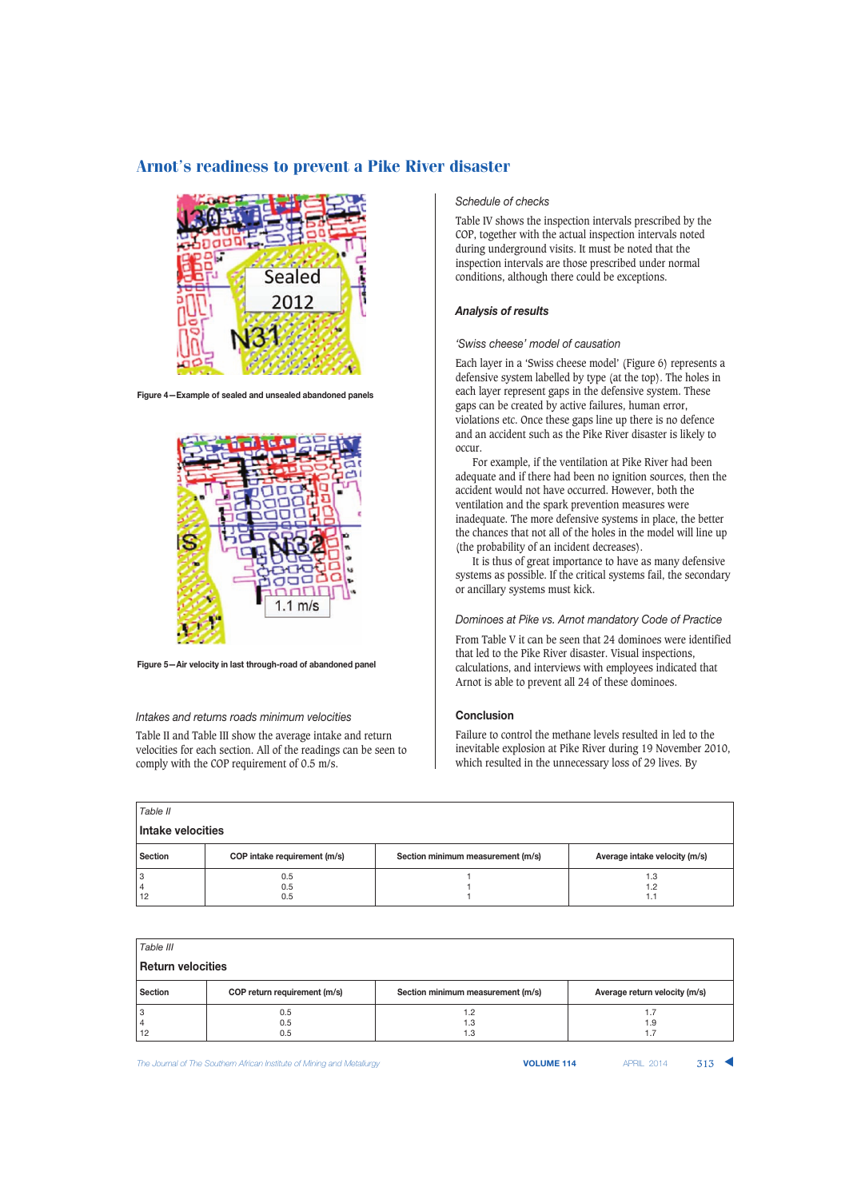Figure 4—Example of sealed and unsealed abandoned panels

Figure 5—Air velocity in last through-road of abandoned panel

*Intakes and returns roads minimum velocities*

Table II and Table III show the average intake and return velocities for each section. All of the readings can be seen to comply with the COP requirement of 0.5 m/s.

*Schedule of checks*

Table IV shows the inspection intervals prescribed by the COP, together with the actual inspection intervals noted during underground visits. It must be noted that the inspection intervals are those prescribed under normal conditions, although there could be exceptions.

### *Analysis of results*

*'Swiss cheese' model of causation*

Each layer in a 'Swiss cheese model' (Figure 6) represents a defensive system labelled by type (at the top). The holes in each layer represent gaps in the defensive system. These gaps can be created by active failures, human error, violations etc. Once these gaps line up there is no defence and an accident such as the Pike River disaster is likely to occur.

For example, if the ventilation at Pike River had been adequate and if there had been no ignition sources, then the accident would not have occurred. However, both the ventilation and the spark prevention measures were inadequate. The more defensive systems in place, the better the chances that not all of the holes in the model will line up (the probability of an incident decreases).

It is thus of great importance to have as many defensive systems as possible. If the critical systems fail, the secondary or ancillary systems must kick.

*Dominoes at Pike vs. Arnot mandatory Code of Practice*

From Table V it can be seen that 24 dominoes were identified that led to the Pike River disaster. Visual inspections, calculations, and interviews with employees indicated that Arnot is able to prevent all 24 of these dominoes.

### Conclusion

Failure to control the methane levels resulted in led to the inevitable explosion at Pike River during 19 November 2010, which resulted in the unnecessary loss of 29 lives. By

*Table II*

**Intake velocities**

| Section | COP intake requirement (m/s) | Section minimum measurement (m/s) | Average intake velocity (m/s) |
|---|---|---|---|
| 3 | 0.5 | 1 | 1.3 |
| 4 | 0.5 | 1 | 1.2 |
| 12 | 0.5 | 1 | 1.1 |

*Table III*

**Return velocities**

| Section | COP return requirement (m/s) | Section minimum measurement (m/s) | Average return velocity (m/s) |
|---|---|---|---|
| 3 | 0.5 | 1.2 | 1.7 |
| 4 | 0.5 | 1.3 | 1.9 |
| 12 | 0.5 | 1.3 | 1.7 |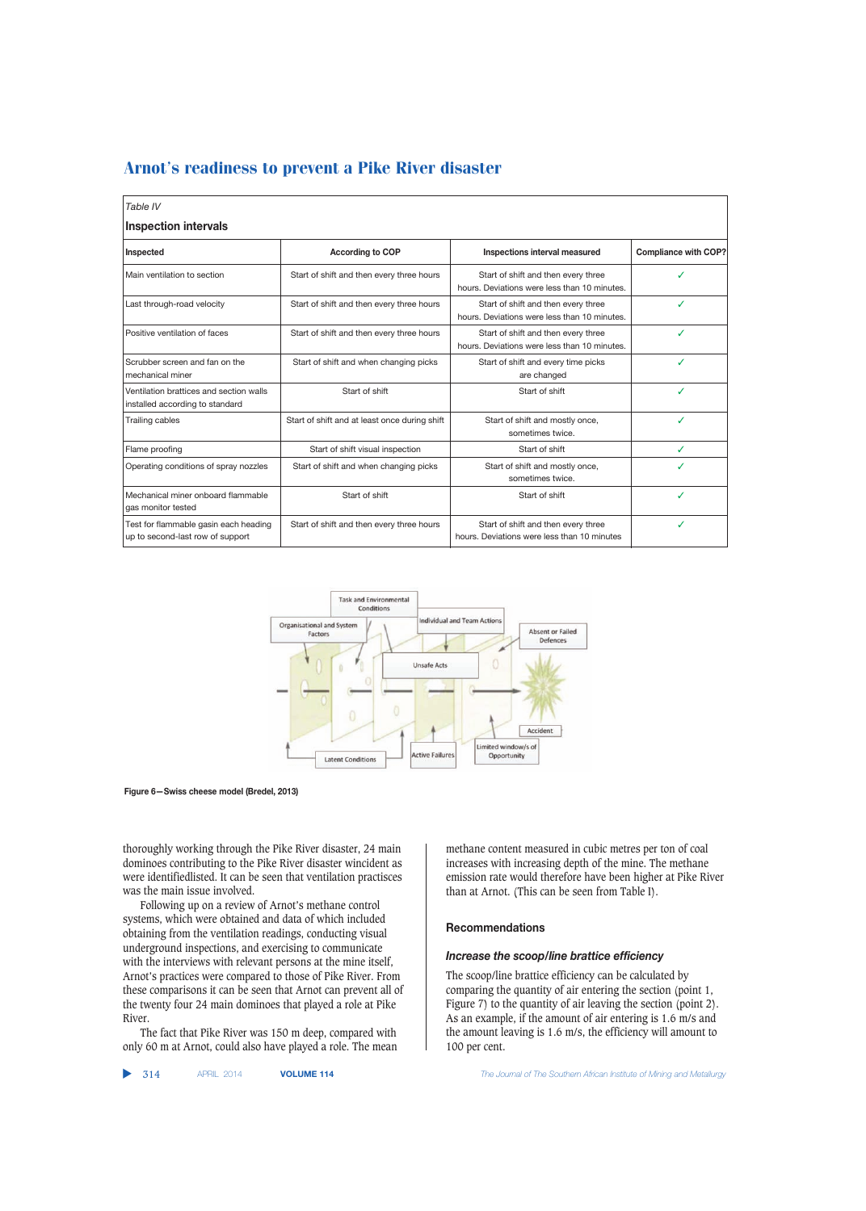## Arnot's readiness to prevent a Pike River disaster

*Table IV*

**Inspection intervals**

| Inspected | According to COP | Inspections interval measured | Compliance with COP? |
|---|---|---|---|
| Main ventilation to section | Start of shift and then every three hours | Start of shift and then every three hours. Deviations were less than 10 minutes. | ✓ |
| Last through-road velocity | Start of shift and then every three hours | Start of shift and then every three hours. Deviations were less than 10 minutes. | ✓ |
| Positive ventilation of faces | Start of shift and then every three hours | Start of shift and then every three hours. Deviations were less than 10 minutes. | ✓ |
| Scrubber screen and fan on the mechanical miner | Start of shift and when changing picks | Start of shift and every time picks are changed | ✓ |
| Ventilation brattices and section walls installed according to standard | Start of shift | Start of shift | ✓ |
| Trailing cables | Start of shift and at least once during shift | Start of shift and mostly once, sometimes twice. | ✓ |
| Flame proofing | Start of shift visual inspection | Start of shift | ✓ |
| Operating conditions of spray nozzles | Start of shift and when changing picks | Start of shift and mostly once, sometimes twice. | ✓ |
| Mechanical miner onboard flammable gas monitor tested | Start of shift | Start of shift | ✓ |
| Test for flammable gasin each heading up to second-last row of support | Start of shift and then every three hours | Start of shift and then every three hours. Deviations were less than 10 minutes | ✓ |

**Figure 6—Swiss cheese model (Bredel, 2013)**

thoroughly working through the Pike River disaster, 24 main dominoes contributing to the Pike River disaster wincident as were identifiedlisted. It can be seen that ventilation practisces was the main issue involved.

Following up on a review of Arnot's methane control systems, which were obtained and data of which included obtaining from the ventilation readings, conducting visual underground inspections, and exercising to communicate with the interviews with relevant persons at the mine itself, Arnot's practices were compared to those of Pike River. From these comparisons it can be seen that Arnot can prevent all of the twenty four 24 main dominoes that played a role at Pike River.

The fact that Pike River was 150 m deep, compared with only 60 m at Arnot, could also have played a role. The mean methane content measured in cubic metres per ton of coal increases with increasing depth of the mine. The methane emission rate would therefore have been higher at Pike River than at Arnot. (This can be seen from Table I).

### Recommendations

#### *Increase the scoop/line brattice efficiency*

The scoop/line brattice efficiency can be calculated by comparing the quantity of air entering the section (point 1, Figure 7) to the quantity of air leaving the section (point 2). As an example, if the amount of air entering is 1.6 m/s and the amount leaving is 1.6 m/s, the efficiency will amount to 100 per cent.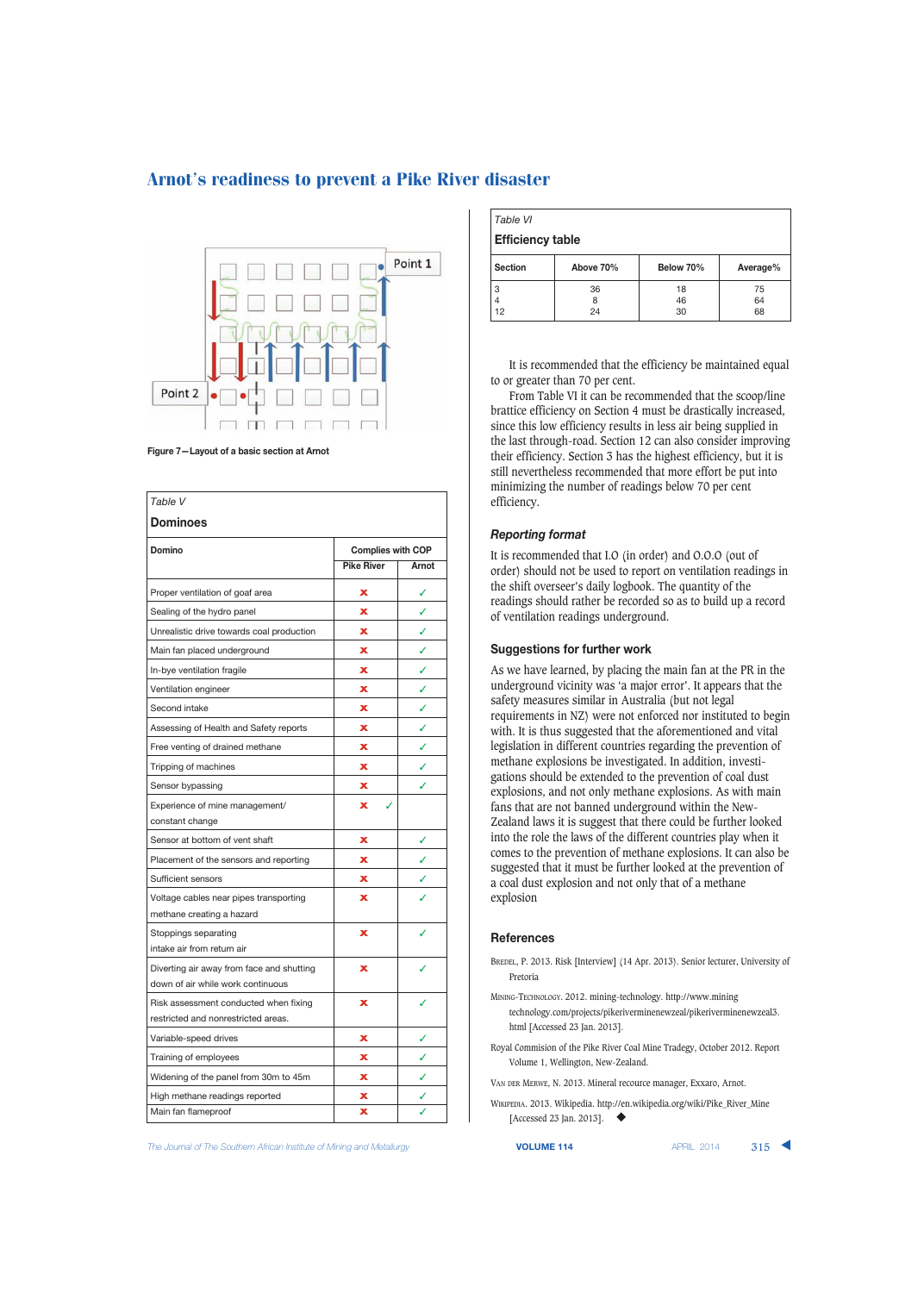# Arnot's readiness to prevent a Pike River disaster

Point 1

Point 2

Figure 7—Layout of a basic section at Arnot

Table V

**Dominoes**

| Domino | Complies with COP | |
|---|---|---|
| | Pike River | Arnot |
| Proper ventilation of goaf area | ✗ | ✓ |
| Sealing of the hydro panel | ✗ | ✓ |
| Unrealistic drive towards coal production | ✗ | ✓ |
| Main fan placed underground | ✗ | ✓ |
| In-bye ventilation fragile | ✗ | ✓ |
| Ventilation engineer | ✗ | ✓ |
| Second intake | ✗ | ✓ |
| Assessing of Health and Safety reports | ✗ | ✓ |
| Free venting of drained methane | ✗ | ✓ |
| Tripping of machines | ✗ | ✓ |
| Sensor bypassing | ✗ | ✓ |
| Experience of mine management/ constant change | ✗ ✓ | |
| Sensor at bottom of vent shaft | ✗ | ✓ |
| Placement of the sensors and reporting | ✗ | ✓ |
| Sufficient sensors | ✗ | ✓ |
| Voltage cables near pipes transporting methane creating a hazard | ✗ | ✓ |
| Stoppings separating intake air from return air | ✗ | ✓ |
| Diverting air away from face and shutting down of air while work continuous | ✗ | ✓ |
| Risk assessment conducted when fixing restricted and nonrestricted areas. | ✗ | ✓ |
| Variable-speed drives | ✗ | ✓ |
| Training of employees | ✗ | ✓ |
| Widening of the panel from 30m to 45m | ✗ | ✓ |
| High methane readings reported | ✗ | ✓ |
| Main fan flameproof | ✗ | ✓ |

Table VI

**Efficiency table**

| Section | Above 70% | Below 70% | Average% |
|---|---|---|---|
| 3 | 36 | 18 | 75 |
| 4 | 8 | 46 | 64 |
| 12 | 24 | 30 | 68 |

It is recommended that the efficiency be maintained equal to or greater than 70 per cent.

From Table VI it can be recommended that the scoop/line brattice efficiency on Section 4 must be drastically increased, since this low efficiency results in less air being supplied in the last through-road. Section 12 can also consider improving their efficiency. Section 3 has the highest efficiency, but it is still nevertheless recommended that more effort be put into minimizing the number of readings below 70 per cent efficiency.

### *Reporting format*

It is recommended that I.O (in order) and O.O.O (out of order) should not be used to report on ventilation readings in the shift overseer's daily logbook. The quantity of the readings should rather be recorded so as to build up a record of ventilation readings underground.

## Suggestions for further work

As we have learned, by placing the main fan at the PR in the underground vicinity was 'a major error'. It appears that the safety measures similar in Australia (but not legal requirements in NZ) were not enforced nor instituted to begin with. It is thus suggested that the aforementioned and vital legislation in different countries regarding the prevention of methane explosions be investigated. In addition, investigations should be extended to the prevention of coal dust explosions, and not only methane explosions. As with main fans that are not banned underground within the New-Zealand laws it is suggest that there could be further looked into the role the laws of the different countries play when it comes to the prevention of methane explosions. It can also be suggested that it must be further looked at the prevention of a coal dust explosion and not only that of a methane explosion

## References

Bredel, P. 2013. Risk [Interview] (14 Apr. 2013). Senior lecturer, University of Pretoria

Mining-Technology. 2012. mining-technology. http://www.mining technology.com/projects/pikeriverminenewzeal/pikeriverminenewzeal3. html [Accessed 23 Jan. 2013].

Royal Commision of the Pike River Coal Mine Tradegy, October 2012. Report Volume 1, Wellington, New-Zealand.

Van der Merwe, N. 2013. Mineral recource manager, Exxaro, Arnot.

Wikipedia. 2013. Wikipedia. http://en.wikipedia.org/wiki/Pike_River_Mine [Accessed 23 Jan. 2013]. ◆